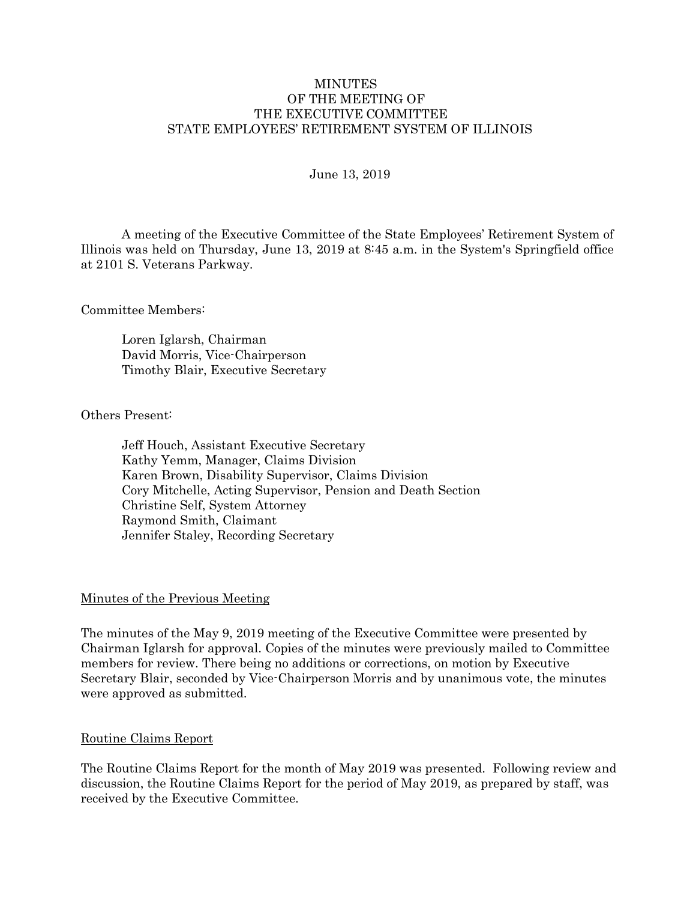# MINUTES
## OF THE MEETING OF
## THE EXECUTIVE COMMITTEE
## STATE EMPLOYEES' RETIREMENT SYSTEM OF ILLINOIS

June 13, 2019

A meeting of the Executive Committee of the State Employees' Retirement System of Illinois was held on Thursday, June 13, 2019 at 8:45 a.m. in the System's Springfield office at 2101 S. Veterans Parkway.

Committee Members:

Loren Iglarsh, Chairman
David Morris, Vice-Chairperson
Timothy Blair, Executive Secretary

Others Present:

Jeff Houch, Assistant Executive Secretary
Kathy Yemm, Manager, Claims Division
Karen Brown, Disability Supervisor, Claims Division
Cory Mitchelle, Acting Supervisor, Pension and Death Section
Christine Self, System Attorney
Raymond Smith, Claimant
Jennifer Staley, Recording Secretary

## Minutes of the Previous Meeting

The minutes of the May 9, 2019 meeting of the Executive Committee were presented by Chairman Iglarsh for approval. Copies of the minutes were previously mailed to Committee members for review. There being no additions or corrections, on motion by Executive Secretary Blair, seconded by Vice-Chairperson Morris and by unanimous vote, the minutes were approved as submitted.

## Routine Claims Report

The Routine Claims Report for the month of May 2019 was presented. Following review and discussion, the Routine Claims Report for the period of May 2019, as prepared by staff, was received by the Executive Committee.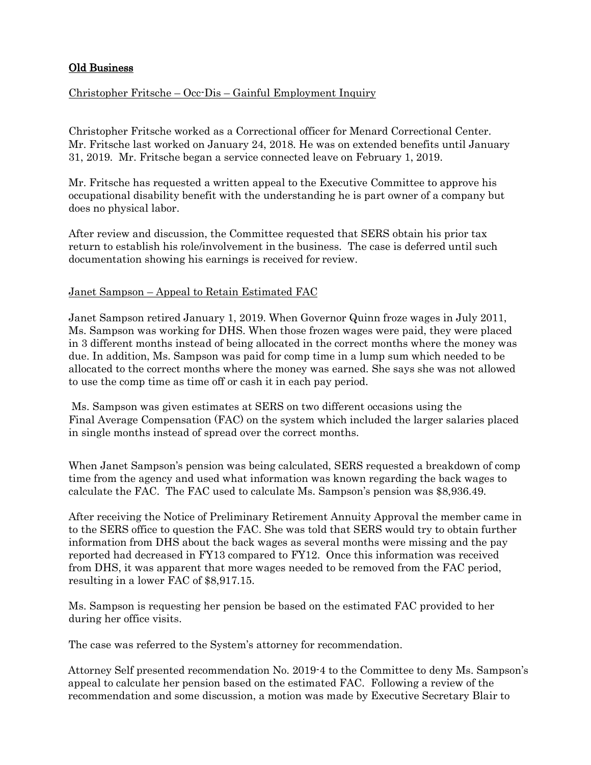## Old Business

Christopher Fritsche – Occ-Dis – Gainful Employment Inquiry

Christopher Fritsche worked as a Correctional officer for Menard Correctional Center. Mr. Fritsche last worked on January 24, 2018. He was on extended benefits until January 31, 2019. Mr. Fritsche began a service connected leave on February 1, 2019.

Mr. Fritsche has requested a written appeal to the Executive Committee to approve his occupational disability benefit with the understanding he is part owner of a company but does no physical labor.

After review and discussion, the Committee requested that SERS obtain his prior tax return to establish his role/involvement in the business. The case is deferred until such documentation showing his earnings is received for review.

Janet Sampson – Appeal to Retain Estimated FAC

Janet Sampson retired January 1, 2019. When Governor Quinn froze wages in July 2011, Ms. Sampson was working for DHS. When those frozen wages were paid, they were placed in 3 different months instead of being allocated in the correct months where the money was due. In addition, Ms. Sampson was paid for comp time in a lump sum which needed to be allocated to the correct months where the money was earned. She says she was not allowed to use the comp time as time off or cash it in each pay period.

Ms. Sampson was given estimates at SERS on two different occasions using the Final Average Compensation (FAC) on the system which included the larger salaries placed in single months instead of spread over the correct months.

When Janet Sampson's pension was being calculated, SERS requested a breakdown of comp time from the agency and used what information was known regarding the back wages to calculate the FAC. The FAC used to calculate Ms. Sampson's pension was $8,936.49.

After receiving the Notice of Preliminary Retirement Annuity Approval the member came in to the SERS office to question the FAC. She was told that SERS would try to obtain further information from DHS about the back wages as several months were missing and the pay reported had decreased in FY13 compared to FY12. Once this information was received from DHS, it was apparent that more wages needed to be removed from the FAC period, resulting in a lower FAC of $8,917.15.

Ms. Sampson is requesting her pension be based on the estimated FAC provided to her during her office visits.

The case was referred to the System's attorney for recommendation.

Attorney Self presented recommendation No. 2019-4 to the Committee to deny Ms. Sampson's appeal to calculate her pension based on the estimated FAC. Following a review of the recommendation and some discussion, a motion was made by Executive Secretary Blair to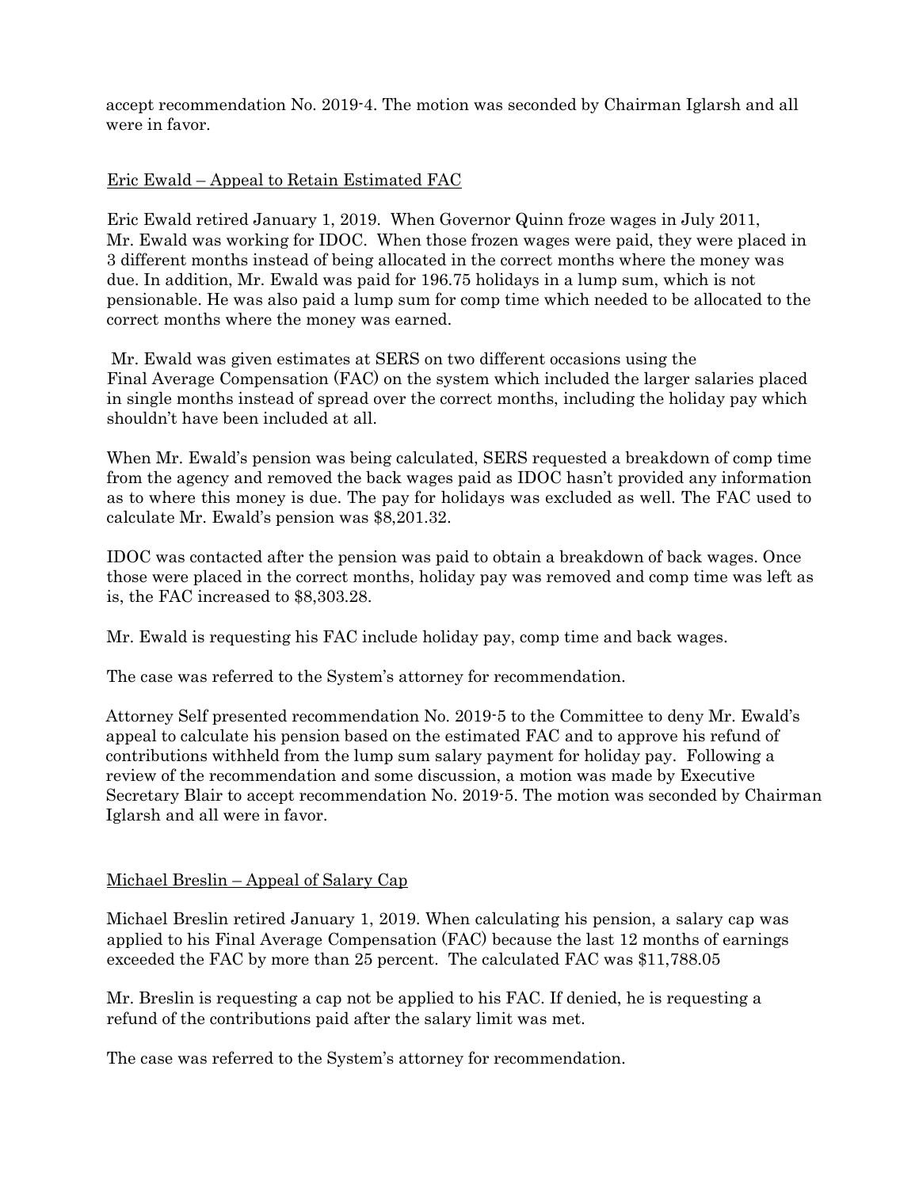accept recommendation No. 2019-4. The motion was seconded by Chairman Iglarsh and all were in favor.

<u>Eric Ewald – Appeal to Retain Estimated FAC</u>

Eric Ewald retired January 1, 2019. When Governor Quinn froze wages in July 2011, Mr. Ewald was working for IDOC. When those frozen wages were paid, they were placed in 3 different months instead of being allocated in the correct months where the money was due. In addition, Mr. Ewald was paid for 196.75 holidays in a lump sum, which is not pensionable. He was also paid a lump sum for comp time which needed to be allocated to the correct months where the money was earned.

Mr. Ewald was given estimates at SERS on two different occasions using the Final Average Compensation (FAC) on the system which included the larger salaries placed in single months instead of spread over the correct months, including the holiday pay which shouldn't have been included at all.

When Mr. Ewald's pension was being calculated, SERS requested a breakdown of comp time from the agency and removed the back wages paid as IDOC hasn't provided any information as to where this money is due. The pay for holidays was excluded as well. The FAC used to calculate Mr. Ewald's pension was $8,201.32.

IDOC was contacted after the pension was paid to obtain a breakdown of back wages. Once those were placed in the correct months, holiday pay was removed and comp time was left as is, the FAC increased to $8,303.28.

Mr. Ewald is requesting his FAC include holiday pay, comp time and back wages.

The case was referred to the System's attorney for recommendation.

Attorney Self presented recommendation No. 2019-5 to the Committee to deny Mr. Ewald's appeal to calculate his pension based on the estimated FAC and to approve his refund of contributions withheld from the lump sum salary payment for holiday pay. Following a review of the recommendation and some discussion, a motion was made by Executive Secretary Blair to accept recommendation No. 2019-5. The motion was seconded by Chairman Iglarsh and all were in favor.

<u>Michael Breslin – Appeal of Salary Cap</u>

Michael Breslin retired January 1, 2019. When calculating his pension, a salary cap was applied to his Final Average Compensation (FAC) because the last 12 months of earnings exceeded the FAC by more than 25 percent. The calculated FAC was $11,788.05

Mr. Breslin is requesting a cap not be applied to his FAC. If denied, he is requesting a refund of the contributions paid after the salary limit was met.

The case was referred to the System's attorney for recommendation.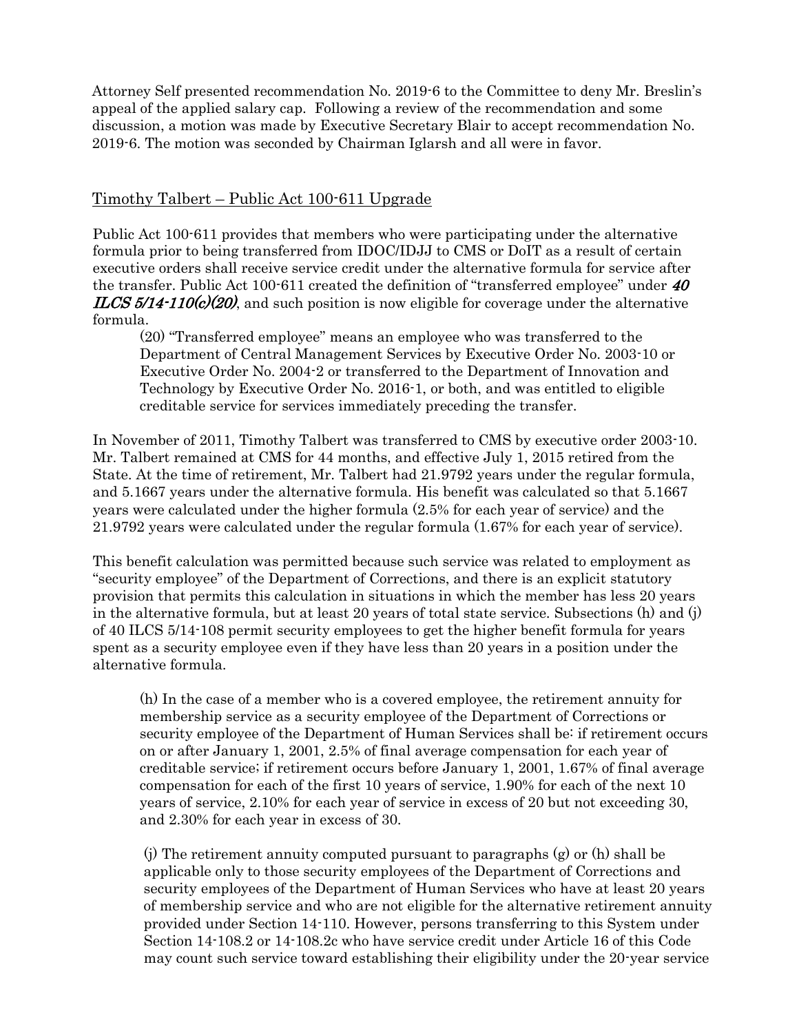Attorney Self presented recommendation No. 2019-6 to the Committee to deny Mr. Breslin's appeal of the applied salary cap. Following a review of the recommendation and some discussion, a motion was made by Executive Secretary Blair to accept recommendation No. 2019-6. The motion was seconded by Chairman Iglarsh and all were in favor.

## Timothy Talbert – Public Act 100-611 Upgrade

Public Act 100-611 provides that members who were participating under the alternative formula prior to being transferred from IDOC/IDJJ to CMS or DoIT as a result of certain executive orders shall receive service credit under the alternative formula for service after the transfer. Public Act 100-611 created the definition of "transferred employee" under ***40 ILCS 5/14-110(c)(20)***, and such position is now eligible for coverage under the alternative formula.

> (20) "Transferred employee" means an employee who was transferred to the Department of Central Management Services by Executive Order No. 2003-10 or Executive Order No. 2004-2 or transferred to the Department of Innovation and Technology by Executive Order No. 2016-1, or both, and was entitled to eligible creditable service for services immediately preceding the transfer.

In November of 2011, Timothy Talbert was transferred to CMS by executive order 2003-10. Mr. Talbert remained at CMS for 44 months, and effective July 1, 2015 retired from the State. At the time of retirement, Mr. Talbert had 21.9792 years under the regular formula, and 5.1667 years under the alternative formula. His benefit was calculated so that 5.1667 years were calculated under the higher formula (2.5% for each year of service) and the 21.9792 years were calculated under the regular formula (1.67% for each year of service).

This benefit calculation was permitted because such service was related to employment as "security employee" of the Department of Corrections, and there is an explicit statutory provision that permits this calculation in situations in which the member has less 20 years in the alternative formula, but at least 20 years of total state service. Subsections (h) and (j) of 40 ILCS 5/14-108 permit security employees to get the higher benefit formula for years spent as a security employee even if they have less than 20 years in a position under the alternative formula.

> (h) In the case of a member who is a covered employee, the retirement annuity for membership service as a security employee of the Department of Corrections or security employee of the Department of Human Services shall be: if retirement occurs on or after January 1, 2001, 2.5% of final average compensation for each year of creditable service; if retirement occurs before January 1, 2001, 1.67% of final average compensation for each of the first 10 years of service, 1.90% for each of the next 10 years of service, 2.10% for each year of service in excess of 20 but not exceeding 30, and 2.30% for each year in excess of 30.

> (j) The retirement annuity computed pursuant to paragraphs (g) or (h) shall be applicable only to those security employees of the Department of Corrections and security employees of the Department of Human Services who have at least 20 years of membership service and who are not eligible for the alternative retirement annuity provided under Section 14-110. However, persons transferring to this System under Section 14-108.2 or 14-108.2c who have service credit under Article 16 of this Code may count such service toward establishing their eligibility under the 20-year service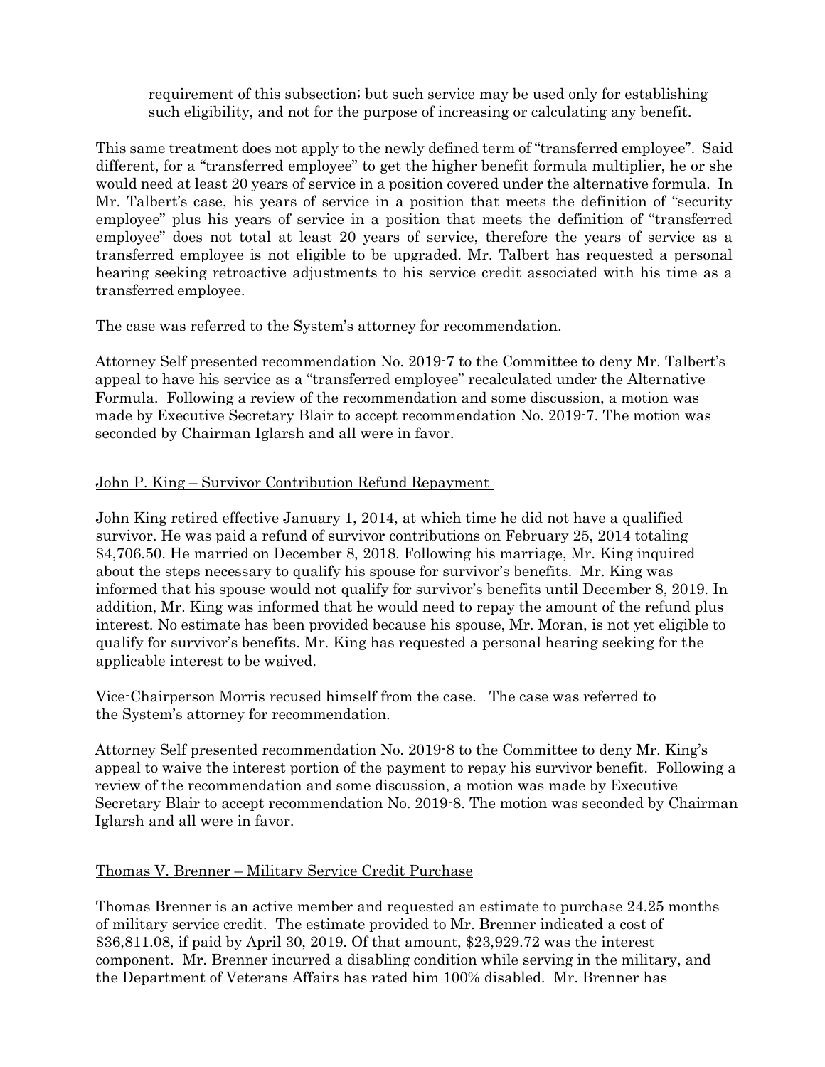> requirement of this subsection; but such service may be used only for establishing such eligibility, and not for the purpose of increasing or calculating any benefit.

This same treatment does not apply to the newly defined term of "transferred employee". Said different, for a "transferred employee" to get the higher benefit formula multiplier, he or she would need at least 20 years of service in a position covered under the alternative formula. In Mr. Talbert's case, his years of service in a position that meets the definition of "security employee" plus his years of service in a position that meets the definition of "transferred employee" does not total at least 20 years of service, therefore the years of service as a transferred employee is not eligible to be upgraded. Mr. Talbert has requested a personal hearing seeking retroactive adjustments to his service credit associated with his time as a transferred employee.

The case was referred to the System's attorney for recommendation.

Attorney Self presented recommendation No. 2019-7 to the Committee to deny Mr. Talbert's appeal to have his service as a "transferred employee" recalculated under the Alternative Formula. Following a review of the recommendation and some discussion, a motion was made by Executive Secretary Blair to accept recommendation No. 2019-7. The motion was seconded by Chairman Iglarsh and all were in favor.

<u>John P. King – Survivor Contribution Refund Repayment</u>

John King retired effective January 1, 2014, at which time he did not have a qualified survivor. He was paid a refund of survivor contributions on February 25, 2014 totaling $4,706.50. He married on December 8, 2018. Following his marriage, Mr. King inquired about the steps necessary to qualify his spouse for survivor's benefits. Mr. King was informed that his spouse would not qualify for survivor's benefits until December 8, 2019. In addition, Mr. King was informed that he would need to repay the amount of the refund plus interest. No estimate has been provided because his spouse, Mr. Moran, is not yet eligible to qualify for survivor's benefits. Mr. King has requested a personal hearing seeking for the applicable interest to be waived.

Vice-Chairperson Morris recused himself from the case. The case was referred to the System's attorney for recommendation.

Attorney Self presented recommendation No. 2019-8 to the Committee to deny Mr. King's appeal to waive the interest portion of the payment to repay his survivor benefit. Following a review of the recommendation and some discussion, a motion was made by Executive Secretary Blair to accept recommendation No. 2019-8. The motion was seconded by Chairman Iglarsh and all were in favor.

<u>Thomas V. Brenner – Military Service Credit Purchase</u>

Thomas Brenner is an active member and requested an estimate to purchase 24.25 months of military service credit. The estimate provided to Mr. Brenner indicated a cost of $36,811.08, if paid by April 30, 2019. Of that amount, $23,929.72 was the interest component. Mr. Brenner incurred a disabling condition while serving in the military, and the Department of Veterans Affairs has rated him 100% disabled. Mr. Brenner has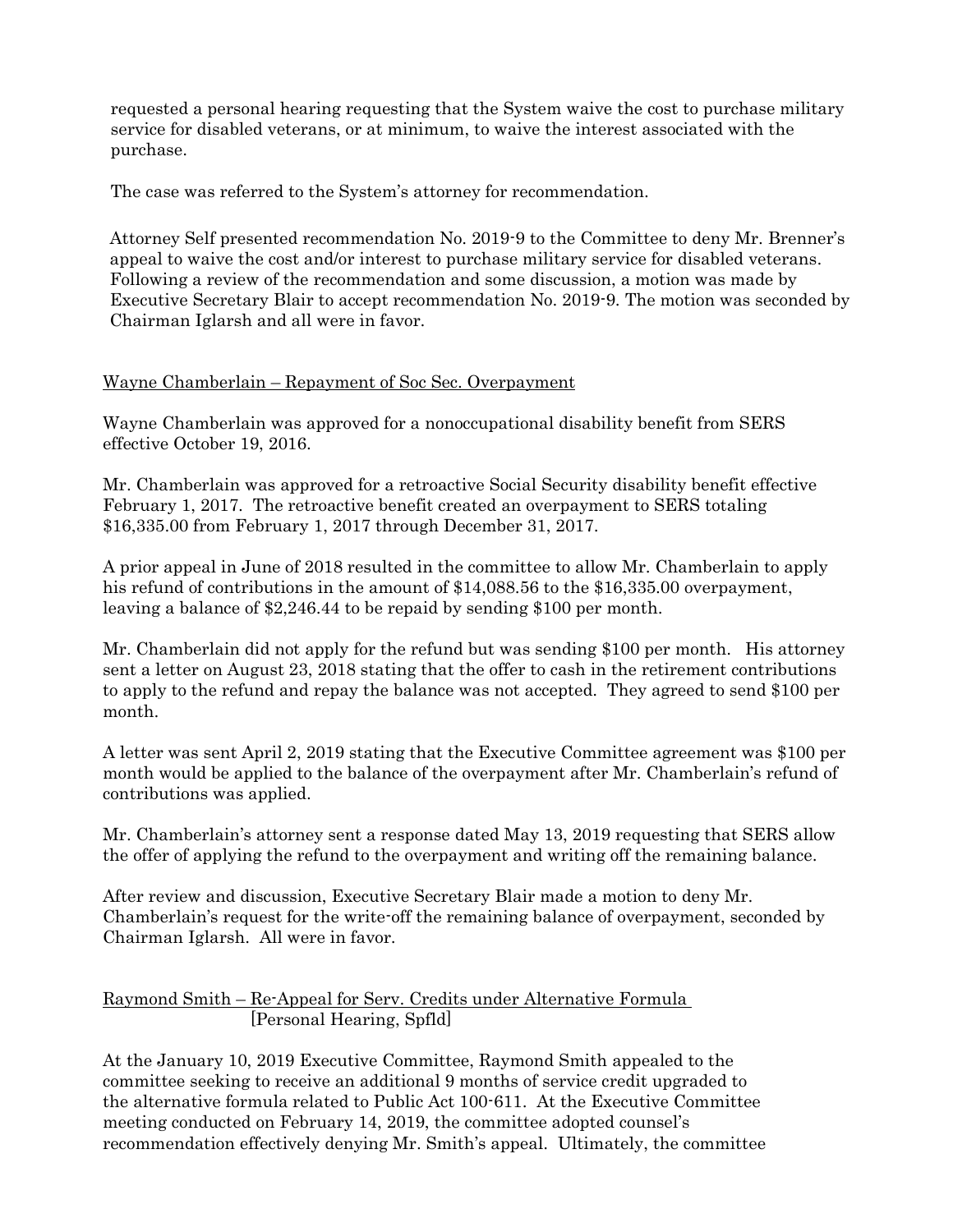requested a personal hearing requesting that the System waive the cost to purchase military service for disabled veterans, or at minimum, to waive the interest associated with the purchase.

The case was referred to the System's attorney for recommendation.

Attorney Self presented recommendation No. 2019-9 to the Committee to deny Mr. Brenner's appeal to waive the cost and/or interest to purchase military service for disabled veterans. Following a review of the recommendation and some discussion, a motion was made by Executive Secretary Blair to accept recommendation No. 2019-9. The motion was seconded by Chairman Iglarsh and all were in favor.

Wayne Chamberlain – Repayment of Soc Sec. Overpayment

Wayne Chamberlain was approved for a nonoccupational disability benefit from SERS effective October 19, 2016.

Mr. Chamberlain was approved for a retroactive Social Security disability benefit effective February 1, 2017. The retroactive benefit created an overpayment to SERS totaling $16,335.00 from February 1, 2017 through December 31, 2017.

A prior appeal in June of 2018 resulted in the committee to allow Mr. Chamberlain to apply his refund of contributions in the amount of $14,088.56 to the $16,335.00 overpayment, leaving a balance of $2,246.44 to be repaid by sending $100 per month.

Mr. Chamberlain did not apply for the refund but was sending $100 per month. His attorney sent a letter on August 23, 2018 stating that the offer to cash in the retirement contributions to apply to the refund and repay the balance was not accepted. They agreed to send $100 per month.

A letter was sent April 2, 2019 stating that the Executive Committee agreement was $100 per month would be applied to the balance of the overpayment after Mr. Chamberlain's refund of contributions was applied.

Mr. Chamberlain's attorney sent a response dated May 13, 2019 requesting that SERS allow the offer of applying the refund to the overpayment and writing off the remaining balance.

After review and discussion, Executive Secretary Blair made a motion to deny Mr. Chamberlain's request for the write-off the remaining balance of overpayment, seconded by Chairman Iglarsh. All were in favor.

Raymond Smith – Re-Appeal for Serv. Credits under Alternative Formula
[Personal Hearing, Spfld]

At the January 10, 2019 Executive Committee, Raymond Smith appealed to the committee seeking to receive an additional 9 months of service credit upgraded to the alternative formula related to Public Act 100-611. At the Executive Committee meeting conducted on February 14, 2019, the committee adopted counsel's recommendation effectively denying Mr. Smith's appeal. Ultimately, the committee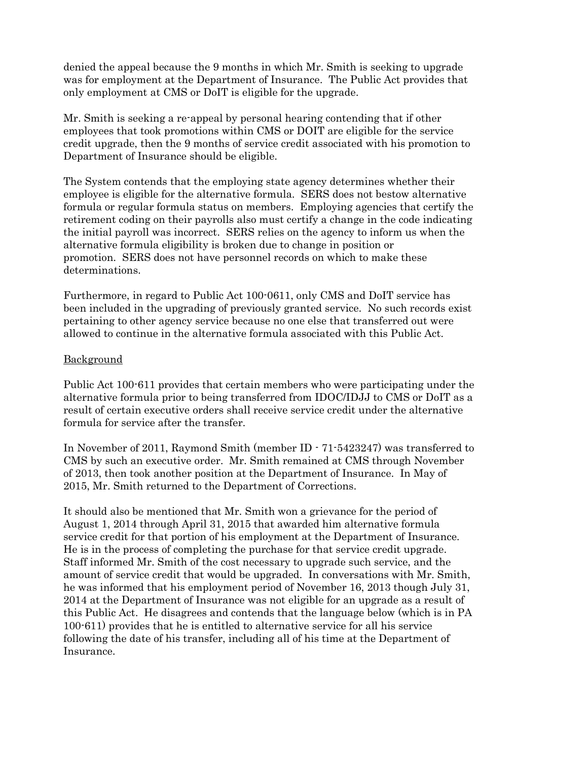denied the appeal because the 9 months in which Mr. Smith is seeking to upgrade was for employment at the Department of Insurance. The Public Act provides that only employment at CMS or DoIT is eligible for the upgrade.

Mr. Smith is seeking a re-appeal by personal hearing contending that if other employees that took promotions within CMS or DOIT are eligible for the service credit upgrade, then the 9 months of service credit associated with his promotion to Department of Insurance should be eligible.

The System contends that the employing state agency determines whether their employee is eligible for the alternative formula. SERS does not bestow alternative formula or regular formula status on members. Employing agencies that certify the retirement coding on their payrolls also must certify a change in the code indicating the initial payroll was incorrect. SERS relies on the agency to inform us when the alternative formula eligibility is broken due to change in position or promotion. SERS does not have personnel records on which to make these determinations.

Furthermore, in regard to Public Act 100-0611, only CMS and DoIT service has been included in the upgrading of previously granted service. No such records exist pertaining to other agency service because no one else that transferred out were allowed to continue in the alternative formula associated with this Public Act.

<u>Background</u>

Public Act 100-611 provides that certain members who were participating under the alternative formula prior to being transferred from IDOC/IDJJ to CMS or DoIT as a result of certain executive orders shall receive service credit under the alternative formula for service after the transfer.

In November of 2011, Raymond Smith (member ID - 71-5423247) was transferred to CMS by such an executive order. Mr. Smith remained at CMS through November of 2013, then took another position at the Department of Insurance. In May of 2015, Mr. Smith returned to the Department of Corrections.

It should also be mentioned that Mr. Smith won a grievance for the period of August 1, 2014 through April 31, 2015 that awarded him alternative formula service credit for that portion of his employment at the Department of Insurance. He is in the process of completing the purchase for that service credit upgrade. Staff informed Mr. Smith of the cost necessary to upgrade such service, and the amount of service credit that would be upgraded. In conversations with Mr. Smith, he was informed that his employment period of November 16, 2013 though July 31, 2014 at the Department of Insurance was not eligible for an upgrade as a result of this Public Act. He disagrees and contends that the language below (which is in PA 100-611) provides that he is entitled to alternative service for all his service following the date of his transfer, including all of his time at the Department of Insurance.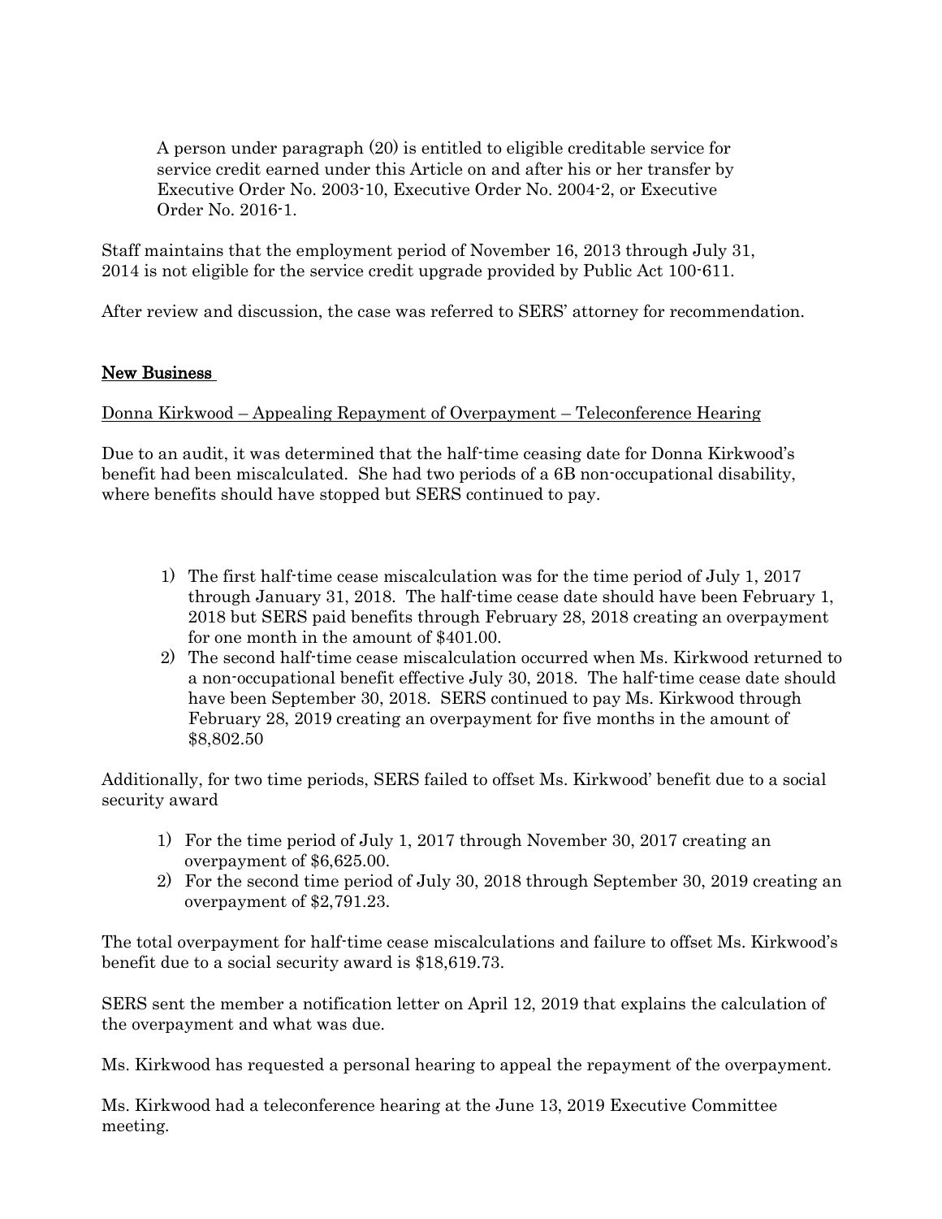A person under paragraph (20) is entitled to eligible creditable service for service credit earned under this Article on and after his or her transfer by Executive Order No. 2003-10, Executive Order No. 2004-2, or Executive Order No. 2016-1.

Staff maintains that the employment period of November 16, 2013 through July 31, 2014 is not eligible for the service credit upgrade provided by Public Act 100-611.

After review and discussion, the case was referred to SERS' attorney for recommendation.

## New Business

Donna Kirkwood – Appealing Repayment of Overpayment – Teleconference Hearing

Due to an audit, it was determined that the half-time ceasing date for Donna Kirkwood's benefit had been miscalculated. She had two periods of a 6B non-occupational disability, where benefits should have stopped but SERS continued to pay.

1) The first half-time cease miscalculation was for the time period of July 1, 2017 through January 31, 2018. The half-time cease date should have been February 1, 2018 but SERS paid benefits through February 28, 2018 creating an overpayment for one month in the amount of $401.00.
2) The second half-time cease miscalculation occurred when Ms. Kirkwood returned to a non-occupational benefit effective July 30, 2018. The half-time cease date should have been September 30, 2018. SERS continued to pay Ms. Kirkwood through February 28, 2019 creating an overpayment for five months in the amount of $8,802.50

Additionally, for two time periods, SERS failed to offset Ms. Kirkwood' benefit due to a social security award

1) For the time period of July 1, 2017 through November 30, 2017 creating an overpayment of $6,625.00.
2) For the second time period of July 30, 2018 through September 30, 2019 creating an overpayment of $2,791.23.

The total overpayment for half-time cease miscalculations and failure to offset Ms. Kirkwood's benefit due to a social security award is $18,619.73.

SERS sent the member a notification letter on April 12, 2019 that explains the calculation of the overpayment and what was due.

Ms. Kirkwood has requested a personal hearing to appeal the repayment of the overpayment.

Ms. Kirkwood had a teleconference hearing at the June 13, 2019 Executive Committee meeting.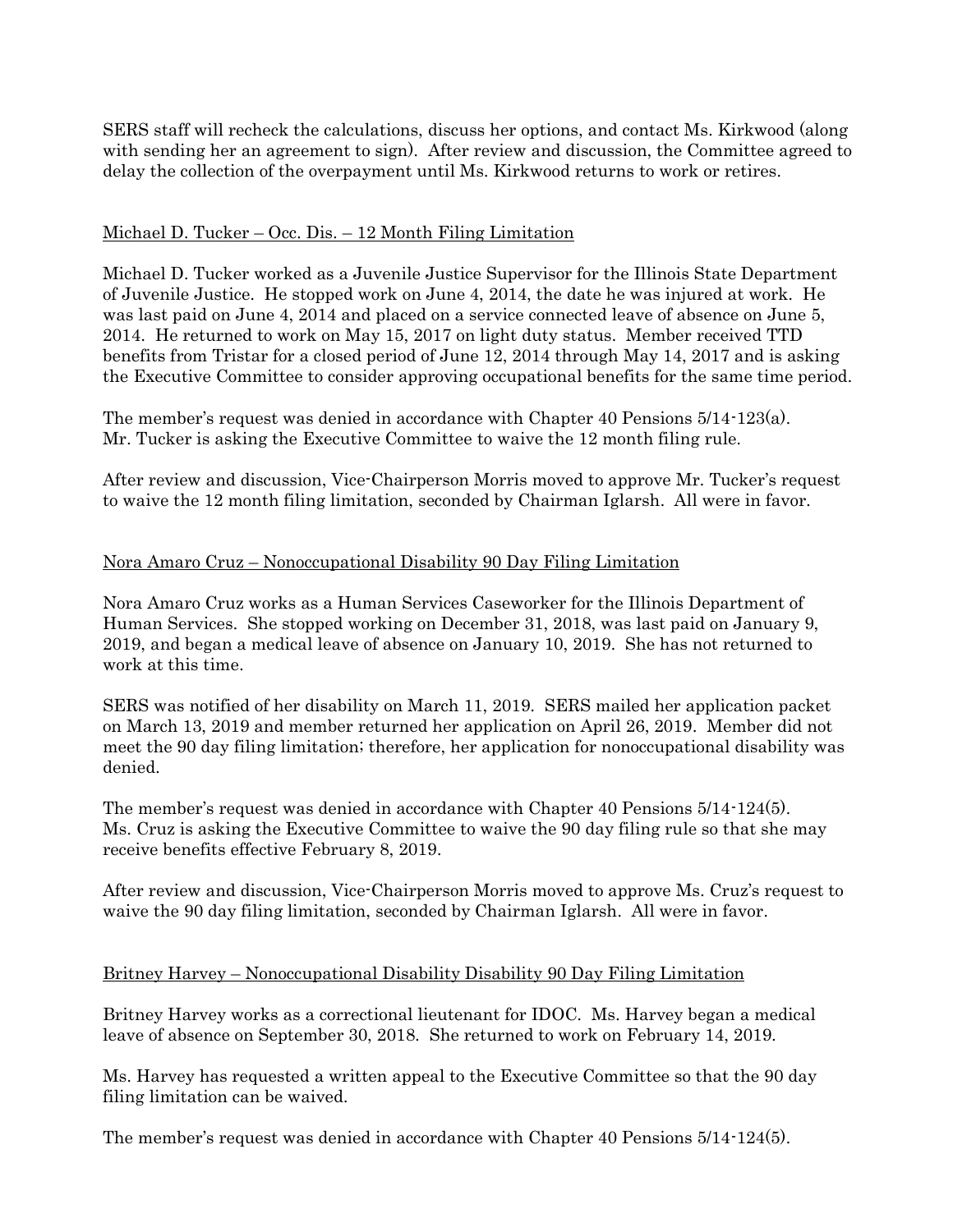SERS staff will recheck the calculations, discuss her options, and contact Ms. Kirkwood (along with sending her an agreement to sign). After review and discussion, the Committee agreed to delay the collection of the overpayment until Ms. Kirkwood returns to work or retires.

Michael D. Tucker – Occ. Dis. – 12 Month Filing Limitation

Michael D. Tucker worked as a Juvenile Justice Supervisor for the Illinois State Department of Juvenile Justice. He stopped work on June 4, 2014, the date he was injured at work. He was last paid on June 4, 2014 and placed on a service connected leave of absence on June 5, 2014. He returned to work on May 15, 2017 on light duty status. Member received TTD benefits from Tristar for a closed period of June 12, 2014 through May 14, 2017 and is asking the Executive Committee to consider approving occupational benefits for the same time period.

The member's request was denied in accordance with Chapter 40 Pensions 5/14-123(a). Mr. Tucker is asking the Executive Committee to waive the 12 month filing rule.

After review and discussion, Vice-Chairperson Morris moved to approve Mr. Tucker's request to waive the 12 month filing limitation, seconded by Chairman Iglarsh. All were in favor.

Nora Amaro Cruz – Nonoccupational Disability 90 Day Filing Limitation

Nora Amaro Cruz works as a Human Services Caseworker for the Illinois Department of Human Services. She stopped working on December 31, 2018, was last paid on January 9, 2019, and began a medical leave of absence on January 10, 2019. She has not returned to work at this time.

SERS was notified of her disability on March 11, 2019. SERS mailed her application packet on March 13, 2019 and member returned her application on April 26, 2019. Member did not meet the 90 day filing limitation; therefore, her application for nonoccupational disability was denied.

The member's request was denied in accordance with Chapter 40 Pensions 5/14-124(5). Ms. Cruz is asking the Executive Committee to waive the 90 day filing rule so that she may receive benefits effective February 8, 2019.

After review and discussion, Vice-Chairperson Morris moved to approve Ms. Cruz's request to waive the 90 day filing limitation, seconded by Chairman Iglarsh. All were in favor.

Britney Harvey – Nonoccupational Disability Disability 90 Day Filing Limitation

Britney Harvey works as a correctional lieutenant for IDOC. Ms. Harvey began a medical leave of absence on September 30, 2018. She returned to work on February 14, 2019.

Ms. Harvey has requested a written appeal to the Executive Committee so that the 90 day filing limitation can be waived.

The member's request was denied in accordance with Chapter 40 Pensions 5/14-124(5).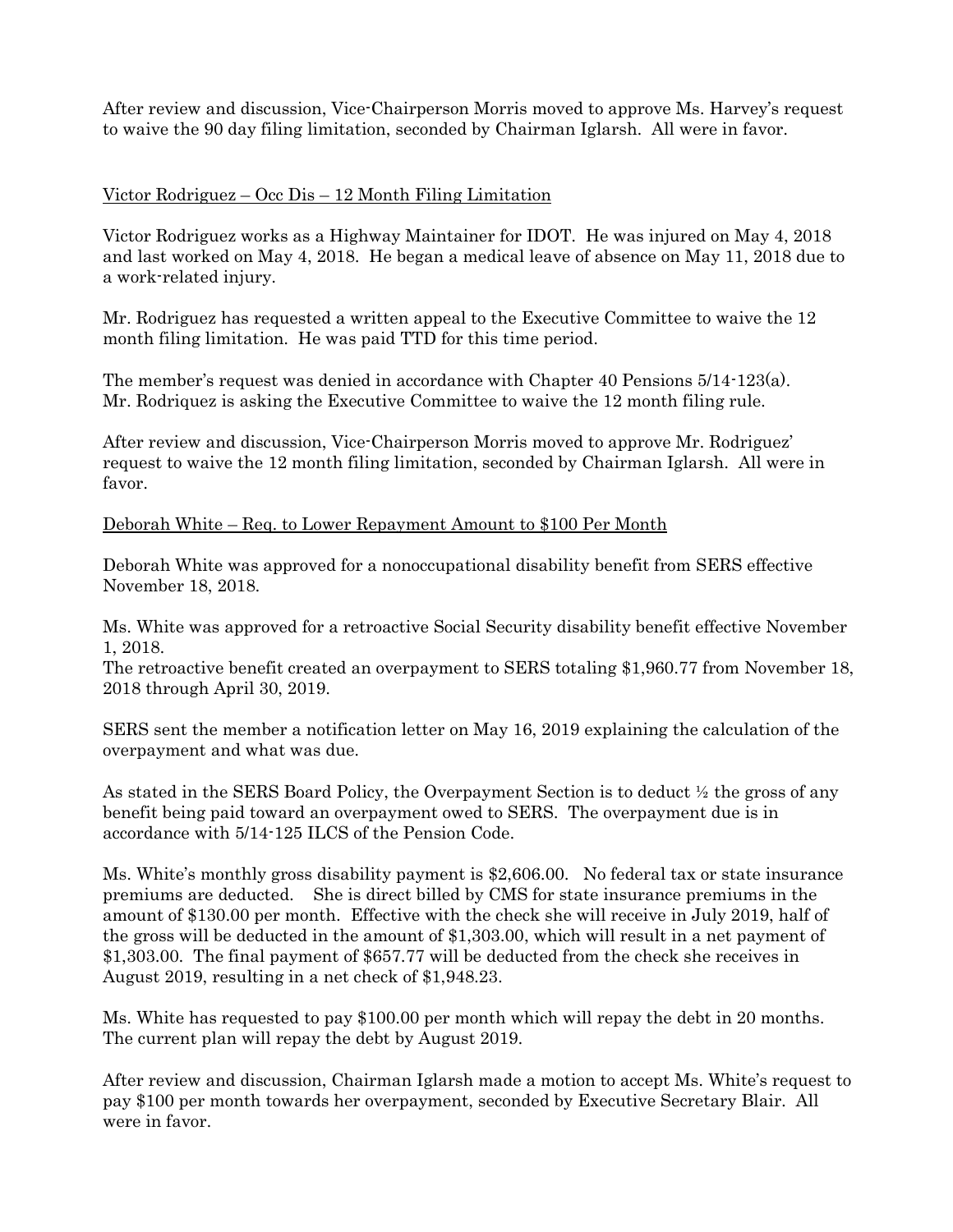After review and discussion, Vice-Chairperson Morris moved to approve Ms. Harvey's request to waive the 90 day filing limitation, seconded by Chairman Iglarsh. All were in favor.

<u>Victor Rodriguez – Occ Dis – 12 Month Filing Limitation</u>

Victor Rodriguez works as a Highway Maintainer for IDOT. He was injured on May 4, 2018 and last worked on May 4, 2018. He began a medical leave of absence on May 11, 2018 due to a work-related injury.

Mr. Rodriguez has requested a written appeal to the Executive Committee to waive the 12 month filing limitation. He was paid TTD for this time period.

The member's request was denied in accordance with Chapter 40 Pensions 5/14-123(a). Mr. Rodriquez is asking the Executive Committee to waive the 12 month filing rule.

After review and discussion, Vice-Chairperson Morris moved to approve Mr. Rodriguez' request to waive the 12 month filing limitation, seconded by Chairman Iglarsh. All were in favor.

<u>Deborah White – Req. to Lower Repayment Amount to $100 Per Month</u>

Deborah White was approved for a nonoccupational disability benefit from SERS effective November 18, 2018.

Ms. White was approved for a retroactive Social Security disability benefit effective November 1, 2018.
The retroactive benefit created an overpayment to SERS totaling $1,960.77 from November 18, 2018 through April 30, 2019.

SERS sent the member a notification letter on May 16, 2019 explaining the calculation of the overpayment and what was due.

As stated in the SERS Board Policy, the Overpayment Section is to deduct ½ the gross of any benefit being paid toward an overpayment owed to SERS. The overpayment due is in accordance with 5/14-125 ILCS of the Pension Code.

Ms. White's monthly gross disability payment is $2,606.00. No federal tax or state insurance premiums are deducted. She is direct billed by CMS for state insurance premiums in the amount of $130.00 per month. Effective with the check she will receive in July 2019, half of the gross will be deducted in the amount of $1,303.00, which will result in a net payment of $1,303.00. The final payment of $657.77 will be deducted from the check she receives in August 2019, resulting in a net check of $1,948.23.

Ms. White has requested to pay $100.00 per month which will repay the debt in 20 months. The current plan will repay the debt by August 2019.

After review and discussion, Chairman Iglarsh made a motion to accept Ms. White's request to pay $100 per month towards her overpayment, seconded by Executive Secretary Blair. All were in favor.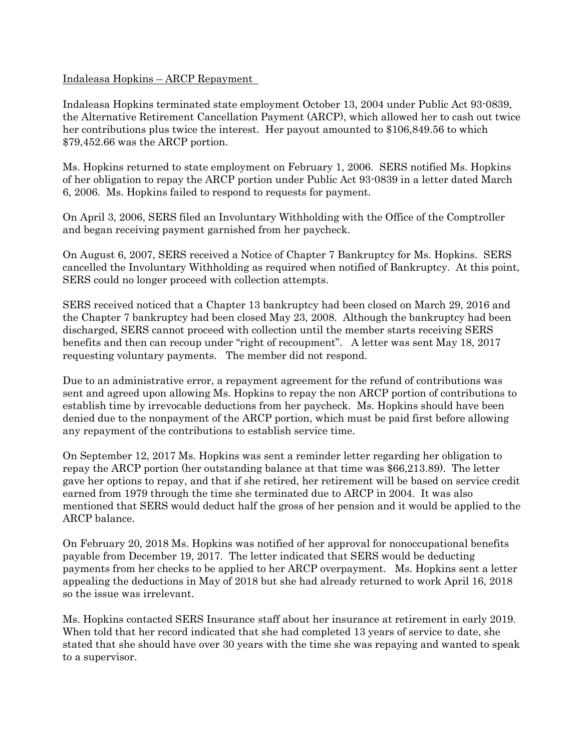<u>Indaleasa Hopkins – ARCP Repayment</u>

Indaleasa Hopkins terminated state employment October 13, 2004 under Public Act 93-0839, the Alternative Retirement Cancellation Payment (ARCP), which allowed her to cash out twice her contributions plus twice the interest. Her payout amounted to $106,849.56 to which $79,452.66 was the ARCP portion.

Ms. Hopkins returned to state employment on February 1, 2006. SERS notified Ms. Hopkins of her obligation to repay the ARCP portion under Public Act 93-0839 in a letter dated March 6, 2006. Ms. Hopkins failed to respond to requests for payment.

On April 3, 2006, SERS filed an Involuntary Withholding with the Office of the Comptroller and began receiving payment garnished from her paycheck.

On August 6, 2007, SERS received a Notice of Chapter 7 Bankruptcy for Ms. Hopkins. SERS cancelled the Involuntary Withholding as required when notified of Bankruptcy. At this point, SERS could no longer proceed with collection attempts.

SERS received noticed that a Chapter 13 bankruptcy had been closed on March 29, 2016 and the Chapter 7 bankruptcy had been closed May 23, 2008. Although the bankruptcy had been discharged, SERS cannot proceed with collection until the member starts receiving SERS benefits and then can recoup under "right of recoupment". A letter was sent May 18, 2017 requesting voluntary payments. The member did not respond.

Due to an administrative error, a repayment agreement for the refund of contributions was sent and agreed upon allowing Ms. Hopkins to repay the non ARCP portion of contributions to establish time by irrevocable deductions from her paycheck. Ms. Hopkins should have been denied due to the nonpayment of the ARCP portion, which must be paid first before allowing any repayment of the contributions to establish service time.

On September 12, 2017 Ms. Hopkins was sent a reminder letter regarding her obligation to repay the ARCP portion (her outstanding balance at that time was $66,213.89). The letter gave her options to repay, and that if she retired, her retirement will be based on service credit earned from 1979 through the time she terminated due to ARCP in 2004. It was also mentioned that SERS would deduct half the gross of her pension and it would be applied to the ARCP balance.

On February 20, 2018 Ms. Hopkins was notified of her approval for nonoccupational benefits payable from December 19, 2017. The letter indicated that SERS would be deducting payments from her checks to be applied to her ARCP overpayment. Ms. Hopkins sent a letter appealing the deductions in May of 2018 but she had already returned to work April 16, 2018 so the issue was irrelevant.

Ms. Hopkins contacted SERS Insurance staff about her insurance at retirement in early 2019. When told that her record indicated that she had completed 13 years of service to date, she stated that she should have over 30 years with the time she was repaying and wanted to speak to a supervisor.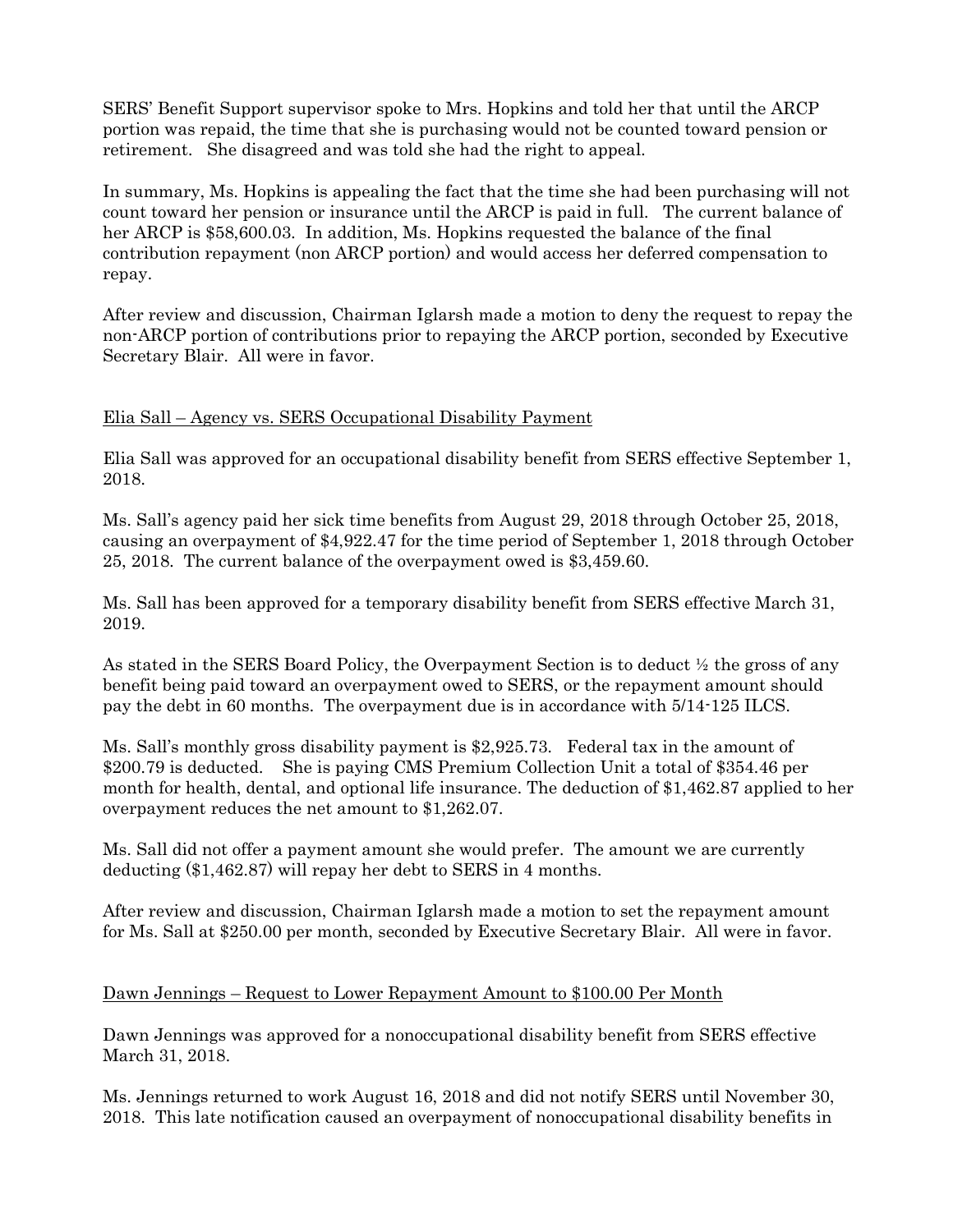SERS' Benefit Support supervisor spoke to Mrs. Hopkins and told her that until the ARCP portion was repaid, the time that she is purchasing would not be counted toward pension or retirement. She disagreed and was told she had the right to appeal.

In summary, Ms. Hopkins is appealing the fact that the time she had been purchasing will not count toward her pension or insurance until the ARCP is paid in full. The current balance of her ARCP is $58,600.03. In addition, Ms. Hopkins requested the balance of the final contribution repayment (non ARCP portion) and would access her deferred compensation to repay.

After review and discussion, Chairman Iglarsh made a motion to deny the request to repay the non-ARCP portion of contributions prior to repaying the ARCP portion, seconded by Executive Secretary Blair. All were in favor.

Elia Sall – Agency vs. SERS Occupational Disability Payment

Elia Sall was approved for an occupational disability benefit from SERS effective September 1, 2018.

Ms. Sall's agency paid her sick time benefits from August 29, 2018 through October 25, 2018, causing an overpayment of $4,922.47 for the time period of September 1, 2018 through October 25, 2018. The current balance of the overpayment owed is $3,459.60.

Ms. Sall has been approved for a temporary disability benefit from SERS effective March 31, 2019.

As stated in the SERS Board Policy, the Overpayment Section is to deduct ½ the gross of any benefit being paid toward an overpayment owed to SERS, or the repayment amount should pay the debt in 60 months. The overpayment due is in accordance with 5/14-125 ILCS.

Ms. Sall's monthly gross disability payment is $2,925.73. Federal tax in the amount of $200.79 is deducted. She is paying CMS Premium Collection Unit a total of $354.46 per month for health, dental, and optional life insurance. The deduction of $1,462.87 applied to her overpayment reduces the net amount to $1,262.07.

Ms. Sall did not offer a payment amount she would prefer. The amount we are currently deducting ($1,462.87) will repay her debt to SERS in 4 months.

After review and discussion, Chairman Iglarsh made a motion to set the repayment amount for Ms. Sall at $250.00 per month, seconded by Executive Secretary Blair. All were in favor.

Dawn Jennings – Request to Lower Repayment Amount to $100.00 Per Month

Dawn Jennings was approved for a nonoccupational disability benefit from SERS effective March 31, 2018.

Ms. Jennings returned to work August 16, 2018 and did not notify SERS until November 30, 2018. This late notification caused an overpayment of nonoccupational disability benefits in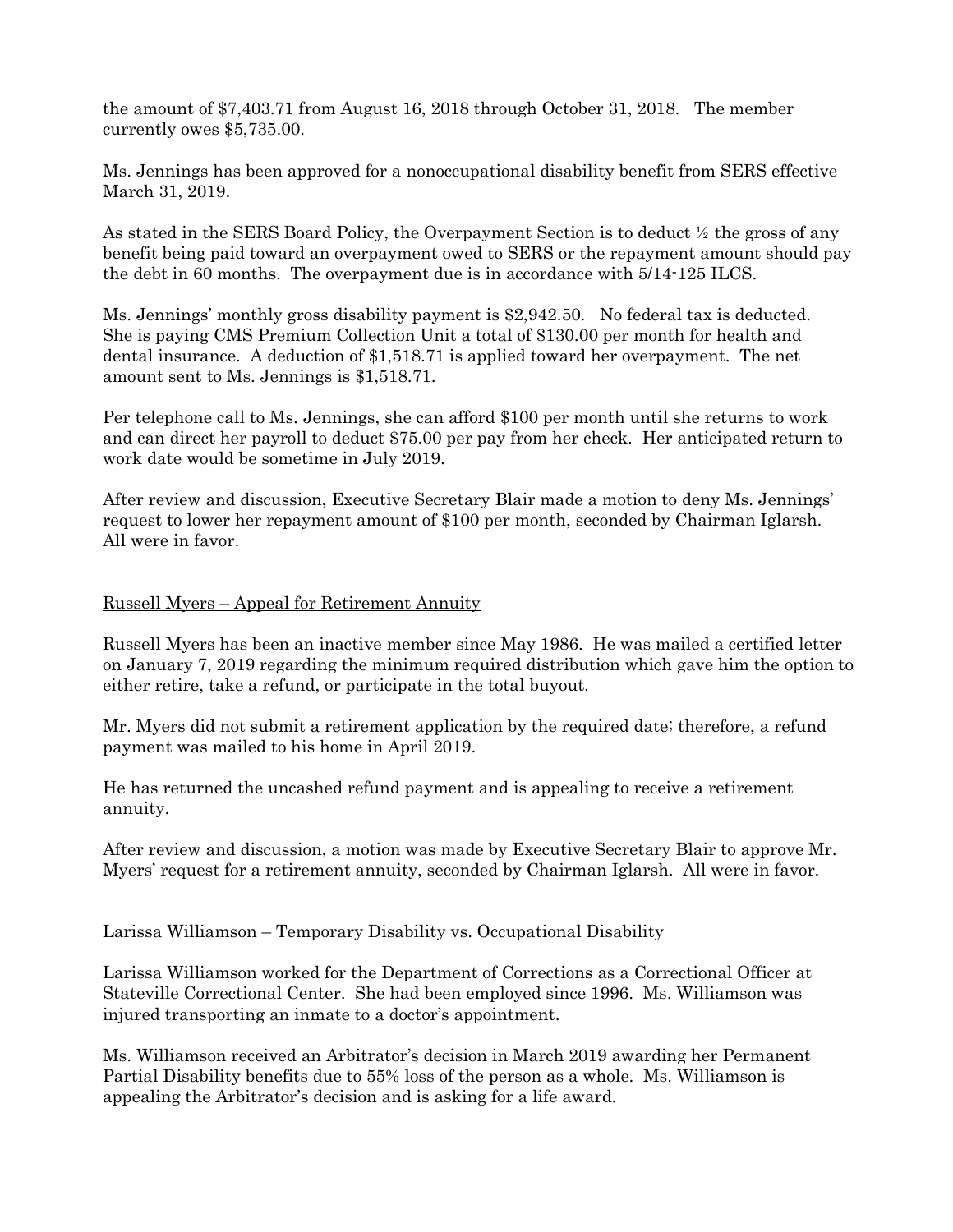the amount of $7,403.71 from August 16, 2018 through October 31, 2018. The member currently owes $5,735.00.

Ms. Jennings has been approved for a nonoccupational disability benefit from SERS effective March 31, 2019.

As stated in the SERS Board Policy, the Overpayment Section is to deduct ½ the gross of any benefit being paid toward an overpayment owed to SERS or the repayment amount should pay the debt in 60 months. The overpayment due is in accordance with 5/14-125 ILCS.

Ms. Jennings' monthly gross disability payment is $2,942.50. No federal tax is deducted. She is paying CMS Premium Collection Unit a total of $130.00 per month for health and dental insurance. A deduction of $1,518.71 is applied toward her overpayment. The net amount sent to Ms. Jennings is $1,518.71.

Per telephone call to Ms. Jennings, she can afford $100 per month until she returns to work and can direct her payroll to deduct $75.00 per pay from her check. Her anticipated return to work date would be sometime in July 2019.

After review and discussion, Executive Secretary Blair made a motion to deny Ms. Jennings' request to lower her repayment amount of $100 per month, seconded by Chairman Iglarsh. All were in favor.

<u>Russell Myers – Appeal for Retirement Annuity</u>

Russell Myers has been an inactive member since May 1986. He was mailed a certified letter on January 7, 2019 regarding the minimum required distribution which gave him the option to either retire, take a refund, or participate in the total buyout.

Mr. Myers did not submit a retirement application by the required date; therefore, a refund payment was mailed to his home in April 2019.

He has returned the uncashed refund payment and is appealing to receive a retirement annuity.

After review and discussion, a motion was made by Executive Secretary Blair to approve Mr. Myers' request for a retirement annuity, seconded by Chairman Iglarsh. All were in favor.

<u>Larissa Williamson – Temporary Disability vs. Occupational Disability</u>

Larissa Williamson worked for the Department of Corrections as a Correctional Officer at Stateville Correctional Center. She had been employed since 1996. Ms. Williamson was injured transporting an inmate to a doctor's appointment.

Ms. Williamson received an Arbitrator's decision in March 2019 awarding her Permanent Partial Disability benefits due to 55% loss of the person as a whole. Ms. Williamson is appealing the Arbitrator's decision and is asking for a life award.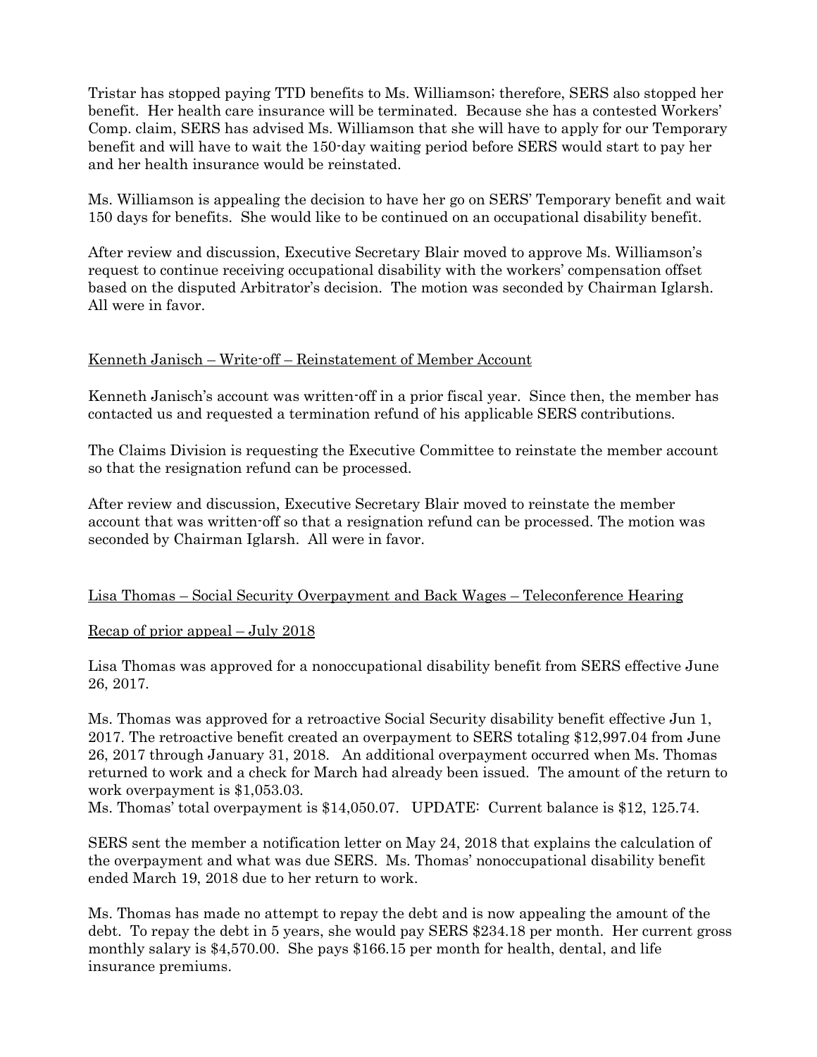Tristar has stopped paying TTD benefits to Ms. Williamson; therefore, SERS also stopped her benefit. Her health care insurance will be terminated. Because she has a contested Workers' Comp. claim, SERS has advised Ms. Williamson that she will have to apply for our Temporary benefit and will have to wait the 150-day waiting period before SERS would start to pay her and her health insurance would be reinstated.

Ms. Williamson is appealing the decision to have her go on SERS' Temporary benefit and wait 150 days for benefits. She would like to be continued on an occupational disability benefit.

After review and discussion, Executive Secretary Blair moved to approve Ms. Williamson's request to continue receiving occupational disability with the workers' compensation offset based on the disputed Arbitrator's decision. The motion was seconded by Chairman Iglarsh. All were in favor.

<u>Kenneth Janisch – Write-off – Reinstatement of Member Account</u>

Kenneth Janisch's account was written-off in a prior fiscal year. Since then, the member has contacted us and requested a termination refund of his applicable SERS contributions.

The Claims Division is requesting the Executive Committee to reinstate the member account so that the resignation refund can be processed.

After review and discussion, Executive Secretary Blair moved to reinstate the member account that was written-off so that a resignation refund can be processed. The motion was seconded by Chairman Iglarsh. All were in favor.

<u>Lisa Thomas – Social Security Overpayment and Back Wages – Teleconference Hearing</u>

<u>Recap of prior appeal – July 2018</u>

Lisa Thomas was approved for a nonoccupational disability benefit from SERS effective June 26, 2017.

Ms. Thomas was approved for a retroactive Social Security disability benefit effective Jun 1, 2017. The retroactive benefit created an overpayment to SERS totaling $12,997.04 from June 26, 2017 through January 31, 2018. An additional overpayment occurred when Ms. Thomas returned to work and a check for March had already been issued. The amount of the return to work overpayment is $1,053.03.
Ms. Thomas' total overpayment is $14,050.07. UPDATE: Current balance is $12, 125.74.

SERS sent the member a notification letter on May 24, 2018 that explains the calculation of the overpayment and what was due SERS. Ms. Thomas' nonoccupational disability benefit ended March 19, 2018 due to her return to work.

Ms. Thomas has made no attempt to repay the debt and is now appealing the amount of the debt. To repay the debt in 5 years, she would pay SERS $234.18 per month. Her current gross monthly salary is $4,570.00. She pays $166.15 per month for health, dental, and life insurance premiums.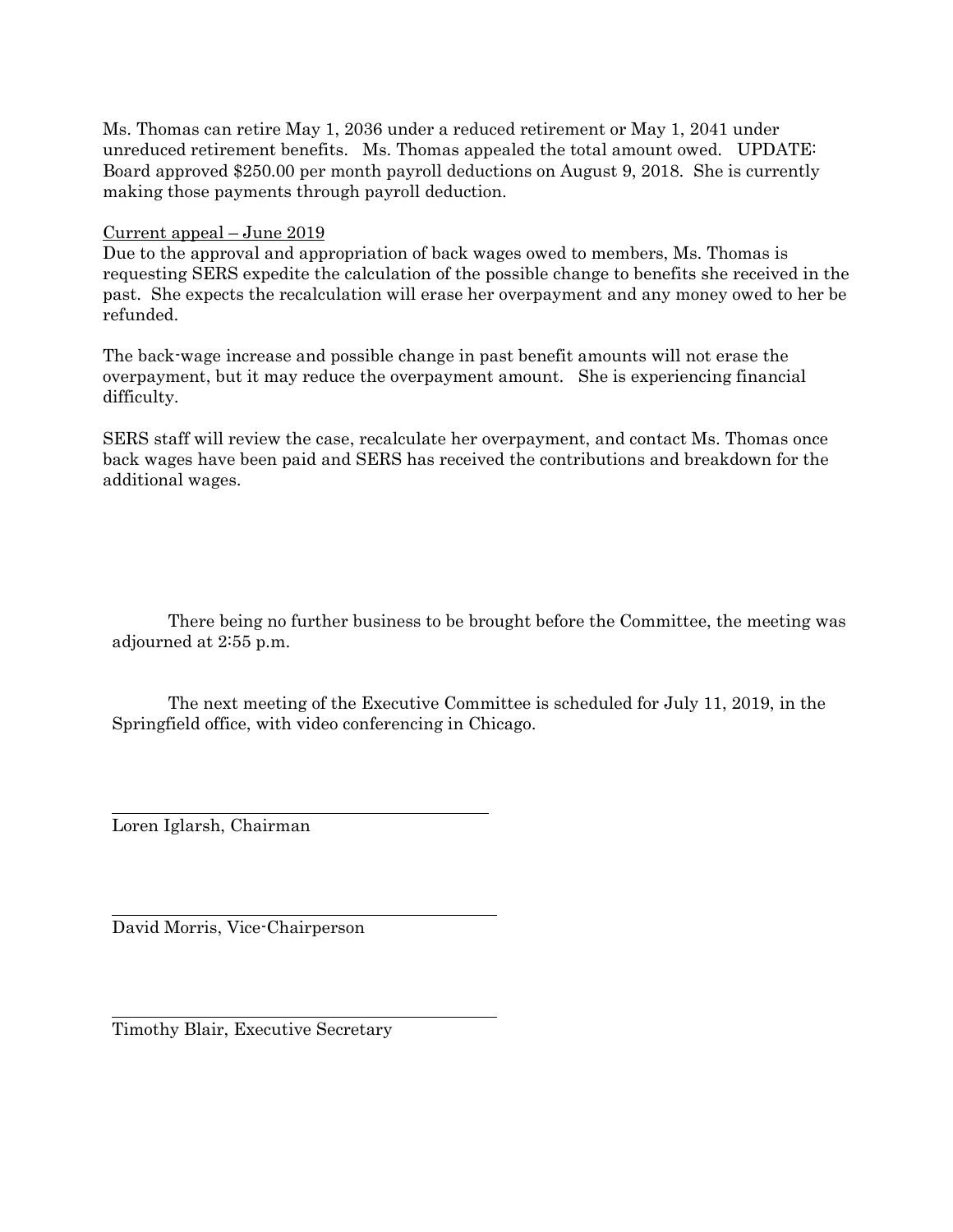Ms. Thomas can retire May 1, 2036 under a reduced retirement or May 1, 2041 under unreduced retirement benefits. Ms. Thomas appealed the total amount owed. UPDATE: Board approved $250.00 per month payroll deductions on August 9, 2018. She is currently making those payments through payroll deduction.

<u>Current appeal – June 2019</u>
Due to the approval and appropriation of back wages owed to members, Ms. Thomas is requesting SERS expedite the calculation of the possible change to benefits she received in the past. She expects the recalculation will erase her overpayment and any money owed to her be refunded.

The back-wage increase and possible change in past benefit amounts will not erase the overpayment, but it may reduce the overpayment amount. She is experiencing financial difficulty.

SERS staff will review the case, recalculate her overpayment, and contact Ms. Thomas once back wages have been paid and SERS has received the contributions and breakdown for the additional wages.

There being no further business to be brought before the Committee, the meeting was adjourned at 2:55 p.m.

The next meeting of the Executive Committee is scheduled for July 11, 2019, in the Springfield office, with video conferencing in Chicago.

\_\_\_\_\_\_\_\_\_\_\_\_\_\_\_\_\_\_\_\_\_\_\_\_\_\_\_\_\_\_\_\_\_\_\_\_\_\_\_\_
Loren Iglarsh, Chairman

\_\_\_\_\_\_\_\_\_\_\_\_\_\_\_\_\_\_\_\_\_\_\_\_\_\_\_\_\_\_\_\_\_\_\_\_\_\_\_\_
David Morris, Vice-Chairperson

\_\_\_\_\_\_\_\_\_\_\_\_\_\_\_\_\_\_\_\_\_\_\_\_\_\_\_\_\_\_\_\_\_\_\_\_\_\_\_\_
Timothy Blair, Executive Secretary